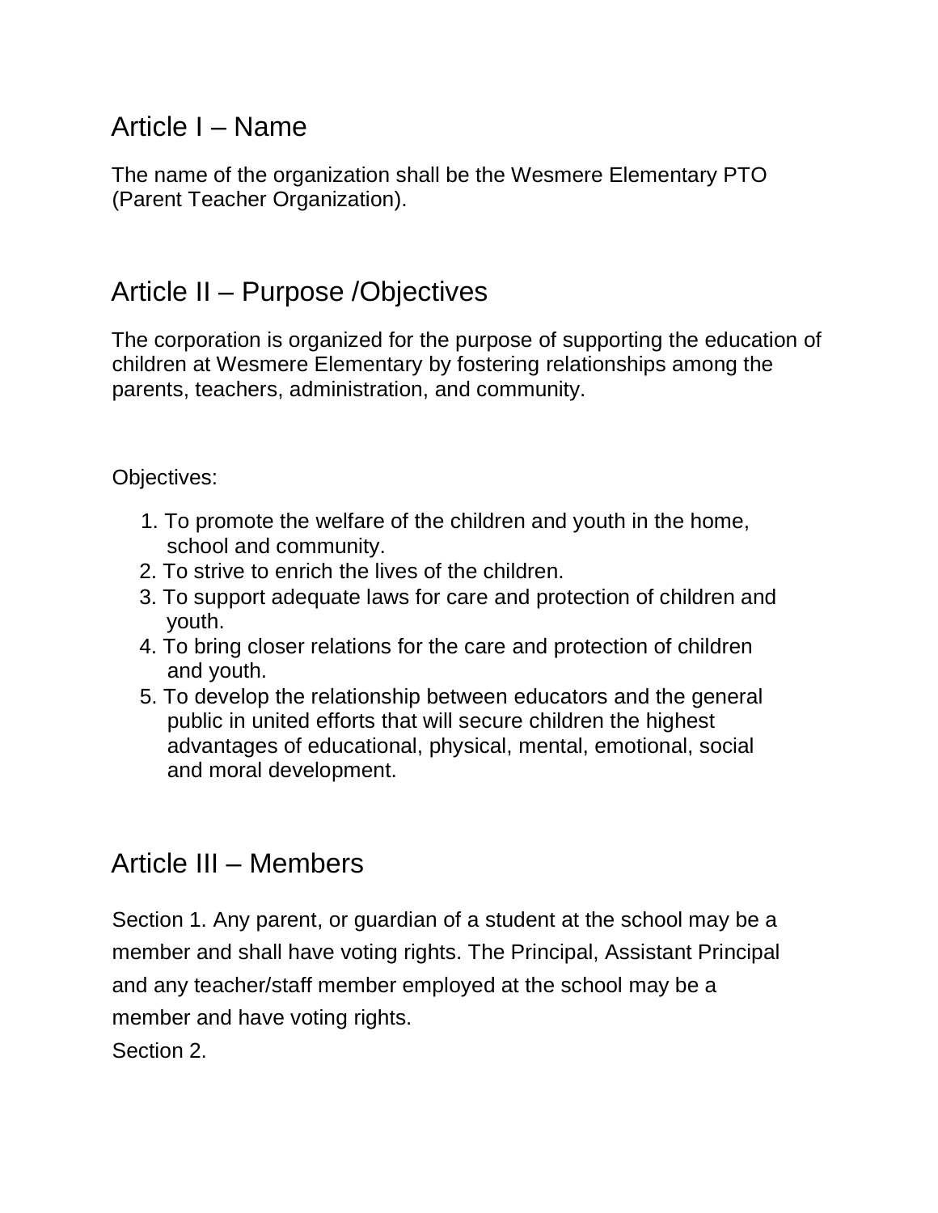## Article I – Name

The name of the organization shall be the Wesmere Elementary PTO (Parent Teacher Organization).

## Article II – Purpose /Objectives

The corporation is organized for the purpose of supporting the education of children at Wesmere Elementary by fostering relationships among the parents, teachers, administration, and community.

Objectives:

1. To promote the welfare of the children and youth in the home, school and community.
2. To strive to enrich the lives of the children.
3. To support adequate laws for care and protection of children and youth.
4. To bring closer relations for the care and protection of children and youth.
5. To develop the relationship between educators and the general public in united efforts that will secure children the highest advantages of educational, physical, mental, emotional, social and moral development.

## Article III – Members

Section 1. Any parent, or guardian of a student at the school may be a member and shall have voting rights. The Principal, Assistant Principal and any teacher/staff member employed at the school may be a member and have voting rights.

Section 2.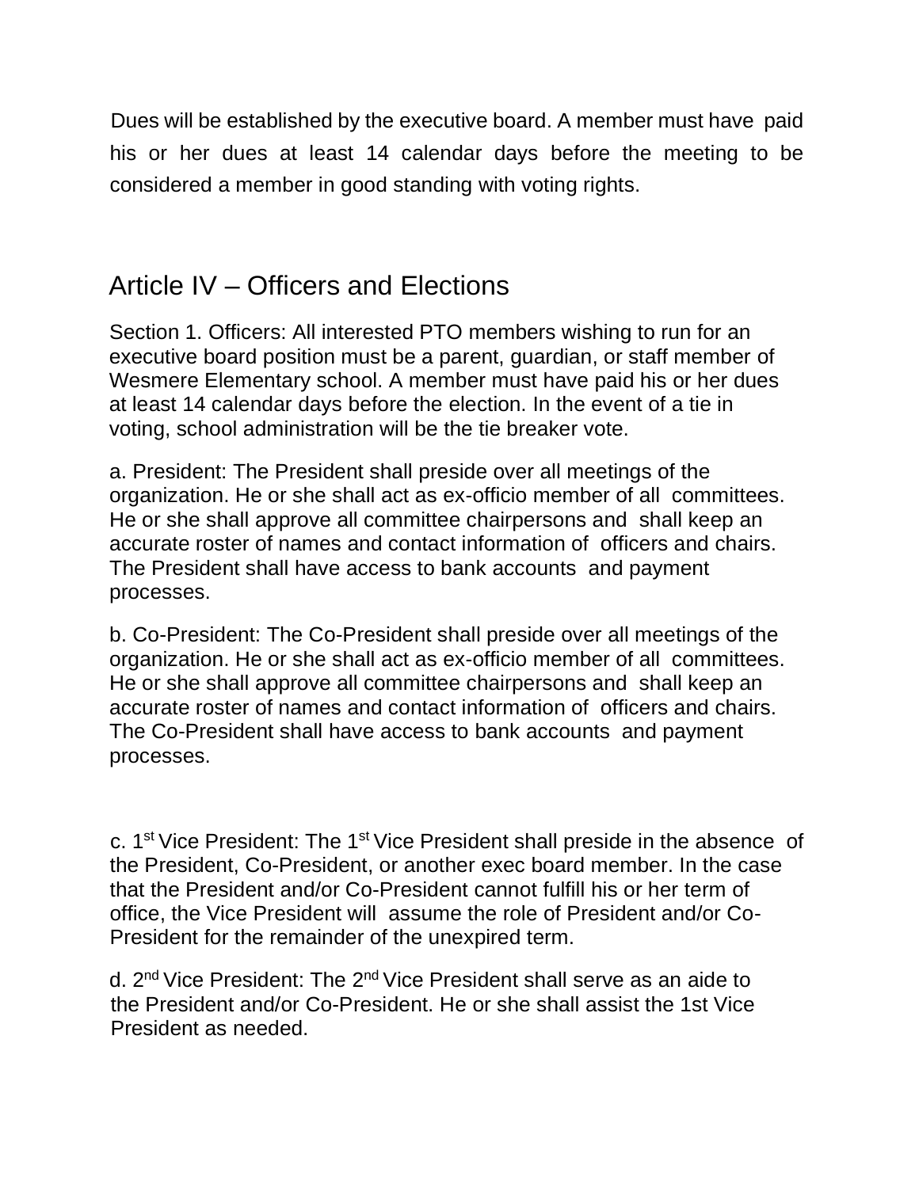Dues will be established by the executive board. A member must have paid his or her dues at least 14 calendar days before the meeting to be considered a member in good standing with voting rights.

## Article IV – Officers and Elections

Section 1. Officers: All interested PTO members wishing to run for an executive board position must be a parent, guardian, or staff member of Wesmere Elementary school. A member must have paid his or her dues at least 14 calendar days before the election. In the event of a tie in voting, school administration will be the tie breaker vote.

a. President: The President shall preside over all meetings of the organization. He or she shall act as ex-officio member of all committees. He or she shall approve all committee chairpersons and shall keep an accurate roster of names and contact information of officers and chairs. The President shall have access to bank accounts and payment processes.

b. Co-President: The Co-President shall preside over all meetings of the organization. He or she shall act as ex-officio member of all committees. He or she shall approve all committee chairpersons and shall keep an accurate roster of names and contact information of officers and chairs. The Co-President shall have access to bank accounts and payment processes.

c. 1st Vice President: The 1st Vice President shall preside in the absence of the President, Co-President, or another exec board member. In the case that the President and/or Co-President cannot fulfill his or her term of office, the Vice President will assume the role of President and/or Co-President for the remainder of the unexpired term.

d. 2nd Vice President: The 2nd Vice President shall serve as an aide to the President and/or Co-President. He or she shall assist the 1st Vice President as needed.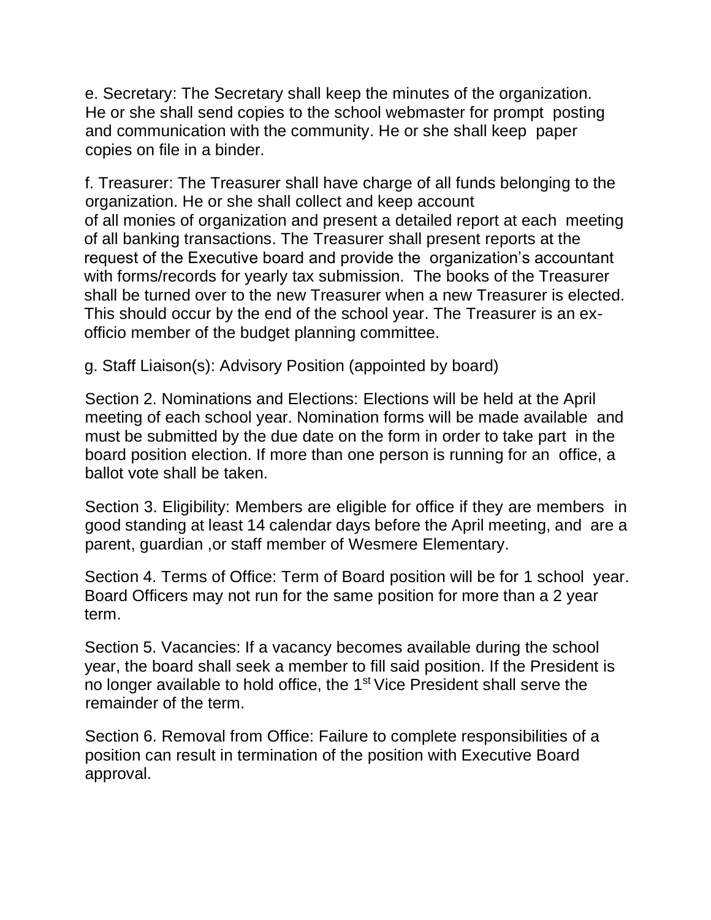e. Secretary: The Secretary shall keep the minutes of the organization. He or she shall send copies to the school webmaster for prompt posting and communication with the community. He or she shall keep paper copies on file in a binder.

f. Treasurer: The Treasurer shall have charge of all funds belonging to the organization. He or she shall collect and keep account of all monies of organization and present a detailed report at each meeting of all banking transactions. The Treasurer shall present reports at the request of the Executive board and provide the organization's accountant with forms/records for yearly tax submission. The books of the Treasurer shall be turned over to the new Treasurer when a new Treasurer is elected. This should occur by the end of the school year. The Treasurer is an ex-officio member of the budget planning committee.

g. Staff Liaison(s): Advisory Position (appointed by board)

Section 2. Nominations and Elections: Elections will be held at the April meeting of each school year. Nomination forms will be made available and must be submitted by the due date on the form in order to take part in the board position election. If more than one person is running for an office, a ballot vote shall be taken.

Section 3. Eligibility: Members are eligible for office if they are members in good standing at least 14 calendar days before the April meeting, and are a parent, guardian ,or staff member of Wesmere Elementary.

Section 4. Terms of Office: Term of Board position will be for 1 school year. Board Officers may not run for the same position for more than a 2 year term.

Section 5. Vacancies: If a vacancy becomes available during the school year, the board shall seek a member to fill said position. If the President is no longer available to hold office, the 1st Vice President shall serve the remainder of the term.

Section 6. Removal from Office: Failure to complete responsibilities of a position can result in termination of the position with Executive Board approval.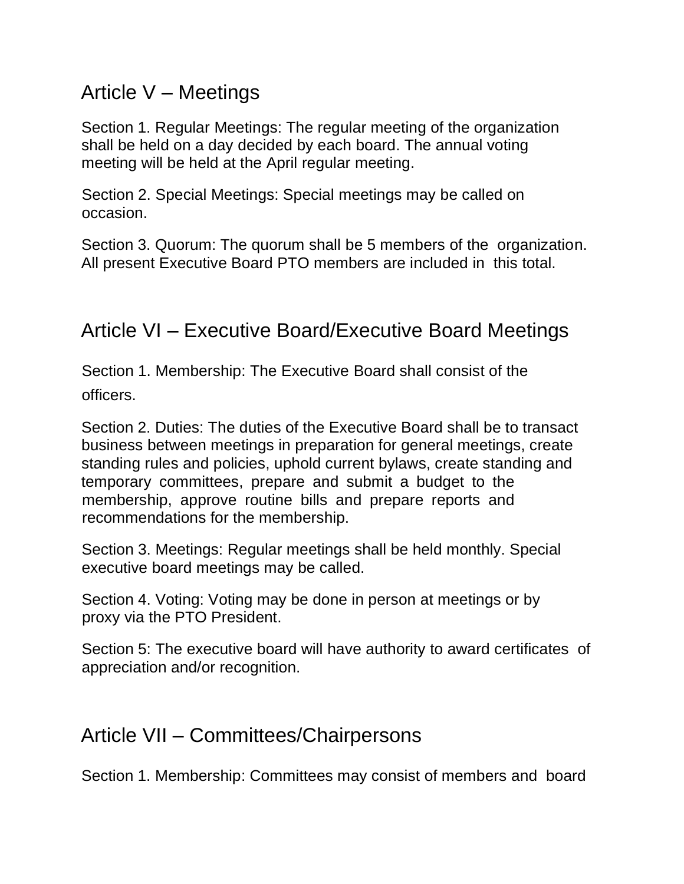## Article V – Meetings

Section 1. Regular Meetings: The regular meeting of the organization shall be held on a day decided by each board. The annual voting meeting will be held at the April regular meeting.

Section 2. Special Meetings: Special meetings may be called on occasion.

Section 3. Quorum: The quorum shall be 5 members of the organization. All present Executive Board PTO members are included in this total.

## Article VI – Executive Board/Executive Board Meetings

Section 1. Membership: The Executive Board shall consist of the officers.

Section 2. Duties: The duties of the Executive Board shall be to transact business between meetings in preparation for general meetings, create standing rules and policies, uphold current bylaws, create standing and temporary committees, prepare and submit a budget to the membership, approve routine bills and prepare reports and recommendations for the membership.

Section 3. Meetings: Regular meetings shall be held monthly. Special executive board meetings may be called.

Section 4. Voting: Voting may be done in person at meetings or by proxy via the PTO President.

Section 5: The executive board will have authority to award certificates of appreciation and/or recognition.

## Article VII – Committees/Chairpersons

Section 1. Membership: Committees may consist of members and board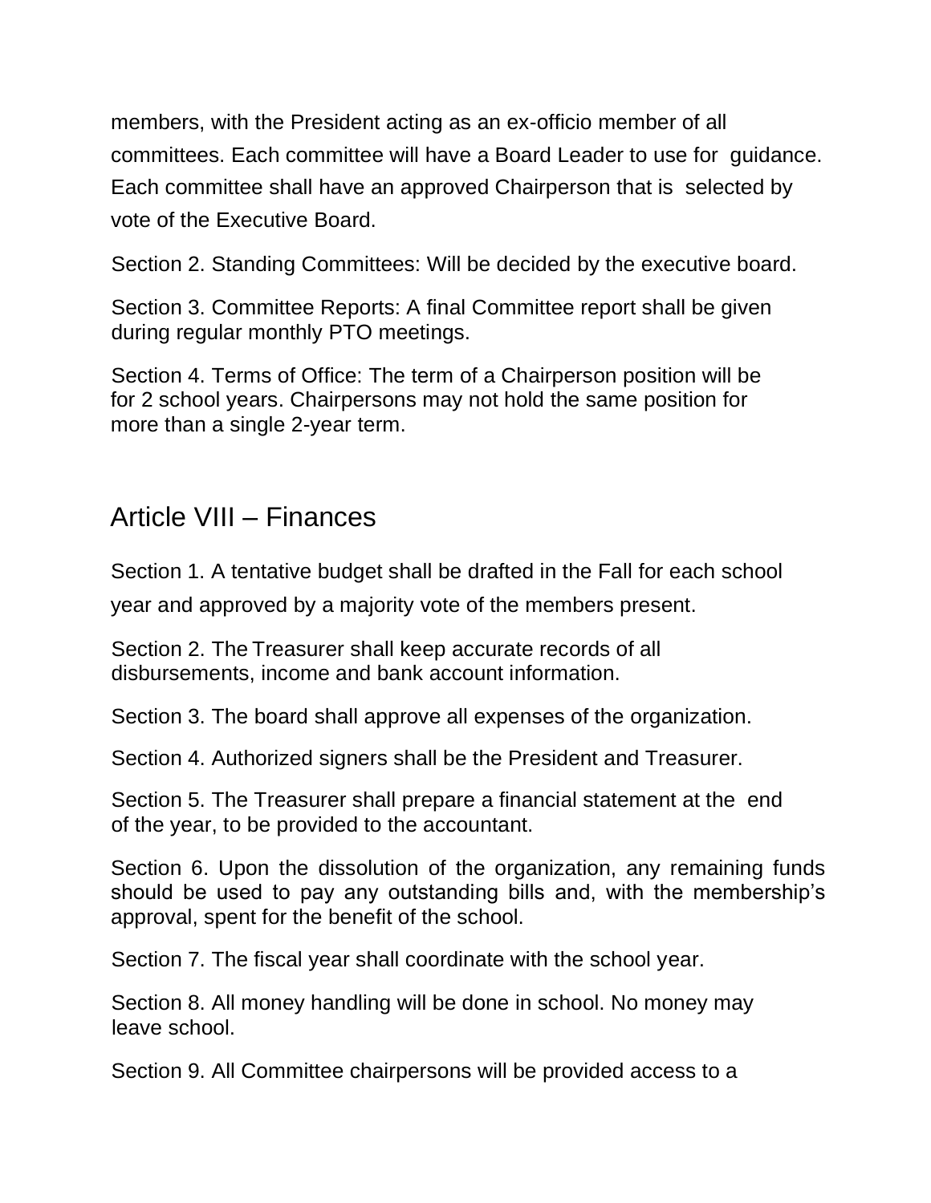members, with the President acting as an ex-officio member of all committees. Each committee will have a Board Leader to use for guidance. Each committee shall have an approved Chairperson that is selected by vote of the Executive Board.

Section 2. Standing Committees: Will be decided by the executive board.

Section 3. Committee Reports: A final Committee report shall be given during regular monthly PTO meetings.

Section 4. Terms of Office: The term of a Chairperson position will be for 2 school years. Chairpersons may not hold the same position for more than a single 2-year term.

## Article VIII – Finances

Section 1. A tentative budget shall be drafted in the Fall for each school year and approved by a majority vote of the members present.

Section 2. The Treasurer shall keep accurate records of all disbursements, income and bank account information.

Section 3. The board shall approve all expenses of the organization.

Section 4. Authorized signers shall be the President and Treasurer.

Section 5. The Treasurer shall prepare a financial statement at the end of the year, to be provided to the accountant.

Section 6. Upon the dissolution of the organization, any remaining funds should be used to pay any outstanding bills and, with the membership's approval, spent for the benefit of the school.

Section 7. The fiscal year shall coordinate with the school year.

Section 8. All money handling will be done in school. No money may leave school.

Section 9. All Committee chairpersons will be provided access to a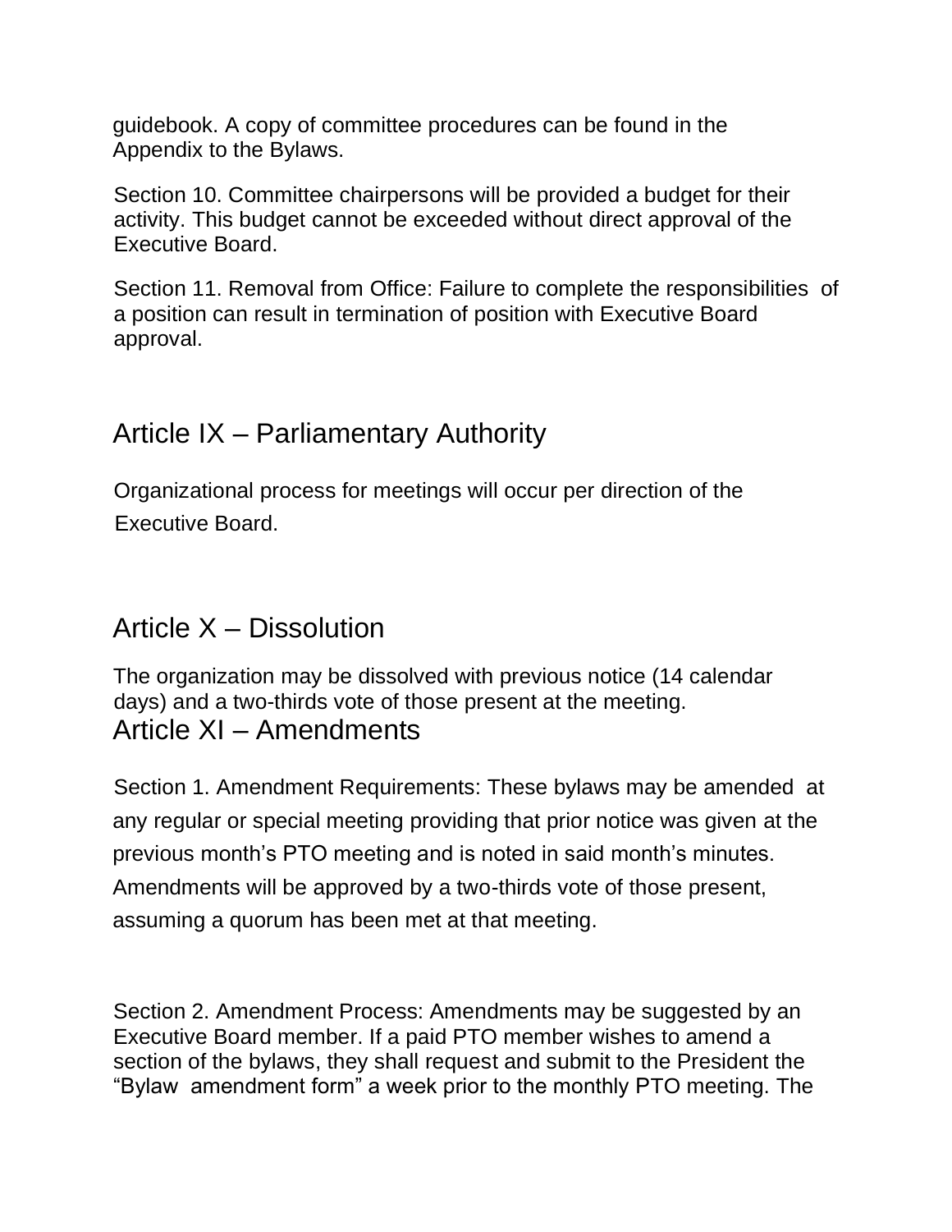guidebook. A copy of committee procedures can be found in the Appendix to the Bylaws.

Section 10. Committee chairpersons will be provided a budget for their activity. This budget cannot be exceeded without direct approval of the Executive Board.

Section 11. Removal from Office: Failure to complete the responsibilities of a position can result in termination of position with Executive Board approval.

## Article IX – Parliamentary Authority

Organizational process for meetings will occur per direction of the Executive Board.

## Article X – Dissolution

The organization may be dissolved with previous notice (14 calendar days) and a two-thirds vote of those present at the meeting.

## Article XI – Amendments

Section 1. Amendment Requirements: These bylaws may be amended at any regular or special meeting providing that prior notice was given at the previous month's PTO meeting and is noted in said month's minutes. Amendments will be approved by a two-thirds vote of those present, assuming a quorum has been met at that meeting.

Section 2. Amendment Process: Amendments may be suggested by an Executive Board member. If a paid PTO member wishes to amend a section of the bylaws, they shall request and submit to the President the "Bylaw amendment form" a week prior to the monthly PTO meeting. The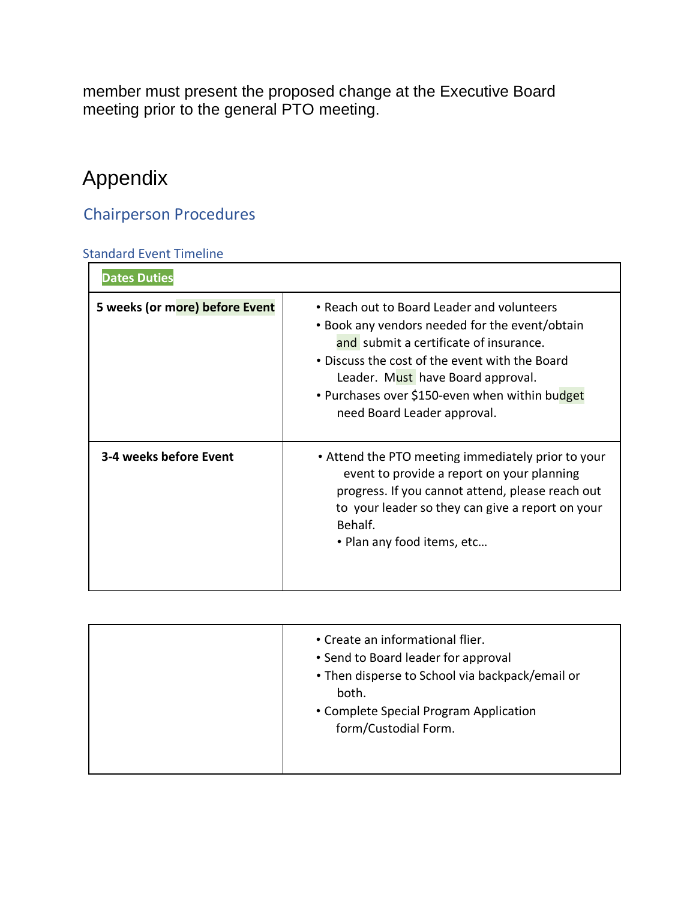member must present the proposed change at the Executive Board meeting prior to the general PTO meeting.

# Appendix

## Chairperson Procedures

### Standard Event Timeline

| Dates | Duties |
|---|---|
| **5 weeks (or more) before Event** | • Reach out to Board Leader and volunteers<br>• Book any vendors needed for the event/obtain and submit a certificate of insurance.<br>• Discuss the cost of the event with the Board Leader. Must have Board approval.<br>• Purchases over $150-even when within budget need Board Leader approval. |
| **3-4 weeks before Event** | • Attend the PTO meeting immediately prior to your event to provide a report on your planning progress. If you cannot attend, please reach out to your leader so they can give a report on your Behalf.<br>• Plan any food items, etc…<br>• Create an informational flier.<br>• Send to Board leader for approval<br>• Then disperse to School via backpack/email or both.<br>• Complete Special Program Application form/Custodial Form. |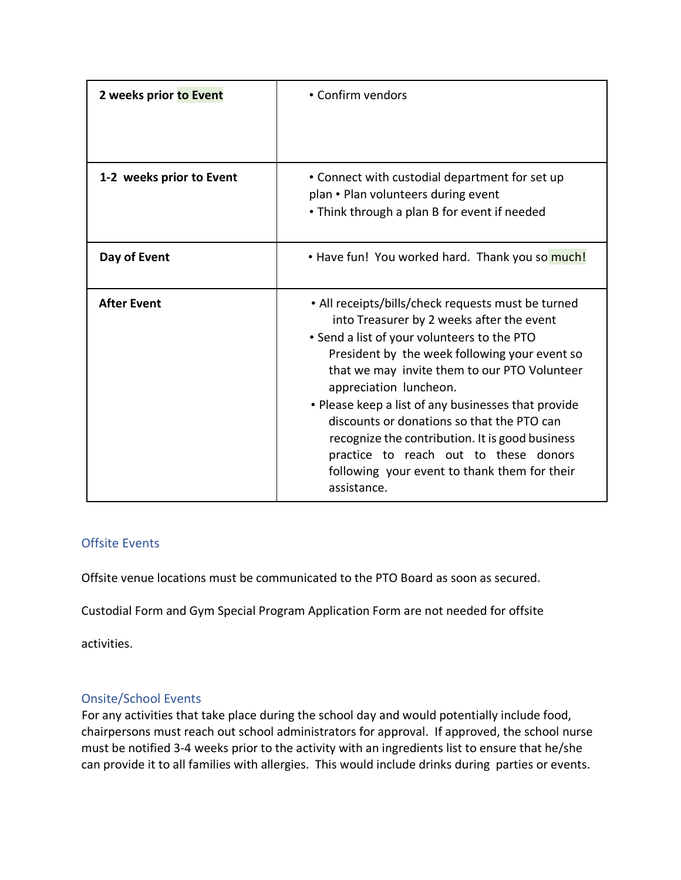| 2 weeks prior to Event | • Confirm vendors |
|---|---|
| 1-2 weeks prior to Event | • Connect with custodial department for set up plan • Plan volunteers during event<br>• Think through a plan B for event if needed |
| Day of Event | • Have fun! You worked hard. Thank you so much! |
| After Event | • All receipts/bills/check requests must be turned into Treasurer by 2 weeks after the event<br>• Send a list of your volunteers to the PTO President by the week following your event so that we may invite them to our PTO Volunteer appreciation luncheon.<br>• Please keep a list of any businesses that provide discounts or donations so that the PTO can recognize the contribution. It is good business practice to reach out to these donors following your event to thank them for their assistance. |

## Offsite Events

Offsite venue locations must be communicated to the PTO Board as soon as secured.

Custodial Form and Gym Special Program Application Form are not needed for offsite activities.

## Onsite/School Events

For any activities that take place during the school day and would potentially include food, chairpersons must reach out school administrators for approval. If approved, the school nurse must be notified 3-4 weeks prior to the activity with an ingredients list to ensure that he/she can provide it to all families with allergies. This would include drinks during parties or events.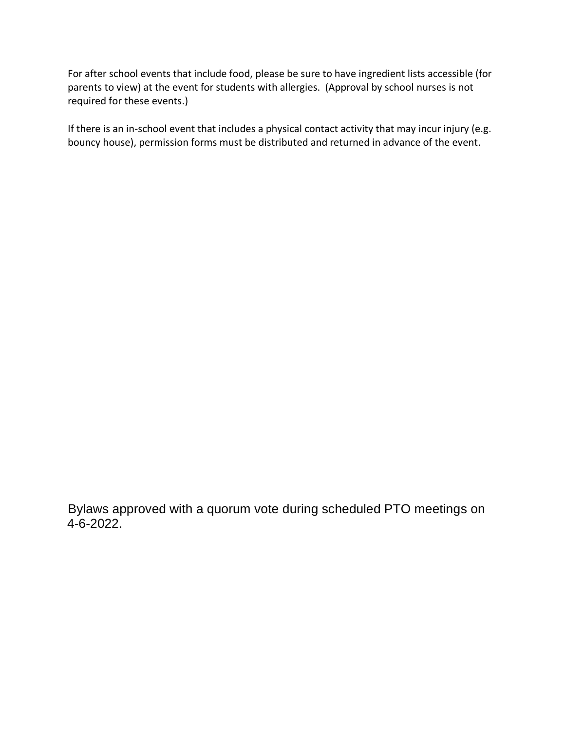For after school events that include food, please be sure to have ingredient lists accessible (for parents to view) at the event for students with allergies. (Approval by school nurses is not required for these events.)

If there is an in-school event that includes a physical contact activity that may incur injury (e.g. bouncy house), permission forms must be distributed and returned in advance of the event.

Bylaws approved with a quorum vote during scheduled PTO meetings on 4-6-2022.